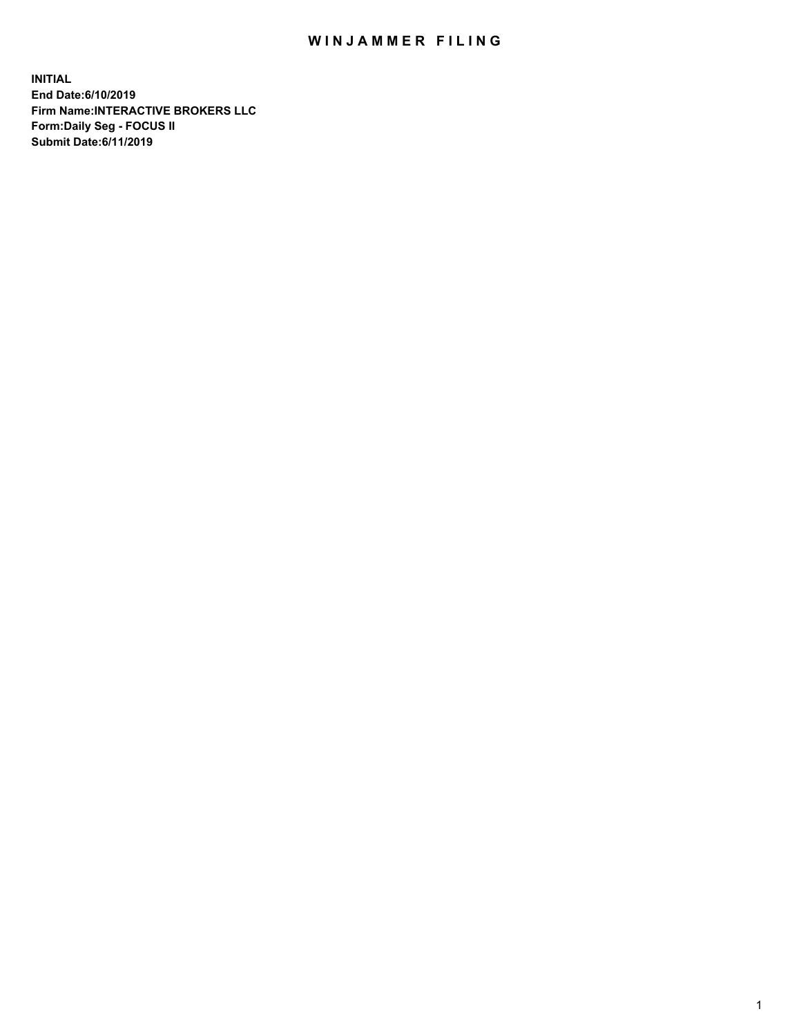# WINJAMMER FILING

**INITIAL**
**End Date:6/10/2019**
**Firm Name:INTERACTIVE BROKERS LLC**
**Form:Daily Seg - FOCUS II**
**Submit Date:6/11/2019**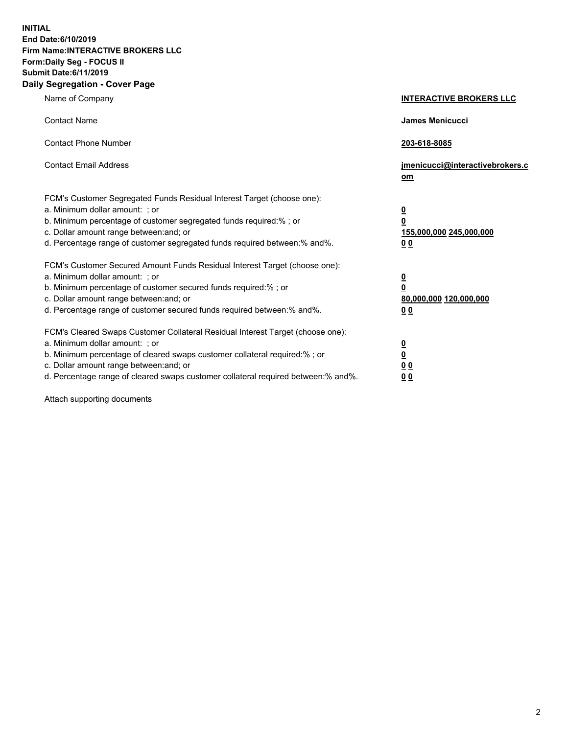**INITIAL**
**End Date:6/10/2019**
**Firm Name:INTERACTIVE BROKERS LLC**
**Form:Daily Seg - FOCUS II**
**Submit Date:6/11/2019**
**Daily Segregation - Cover Page**

| | |
|---|---|
| Name of Company | **INTERACTIVE BROKERS LLC** |
| Contact Name | **James Menicucci** |
| Contact Phone Number | **203-618-8085** |
| Contact Email Address | **jmenicucci@interactivebrokers.com** |

FCM's Customer Segregated Funds Residual Interest Target (choose one):

| | |
|---|---|
| a. Minimum dollar amount: ; or | **0** |
| b. Minimum percentage of customer segregated funds required:% ; or | **0** |
| c. Dollar amount range between:and; or | **155,000,000** **245,000,000** |
| d. Percentage range of customer segregated funds required between:% and%. | **0** **0** |

FCM's Customer Secured Amount Funds Residual Interest Target (choose one):

| | |
|---|---|
| a. Minimum dollar amount: ; or | **0** |
| b. Minimum percentage of customer secured funds required:% ; or | **0** |
| c. Dollar amount range between:and; or | **80,000,000** **120,000,000** |
| d. Percentage range of customer secured funds required between:% and%. | **0** **0** |

FCM's Cleared Swaps Customer Collateral Residual Interest Target (choose one):

| | |
|---|---|
| a. Minimum dollar amount: ; or | **0** |
| b. Minimum percentage of cleared swaps customer collateral required:% ; or | **0** |
| c. Dollar amount range between:and; or | **0** **0** |
| d. Percentage range of cleared swaps customer collateral required between:% and%. | **0** **0** |

Attach supporting documents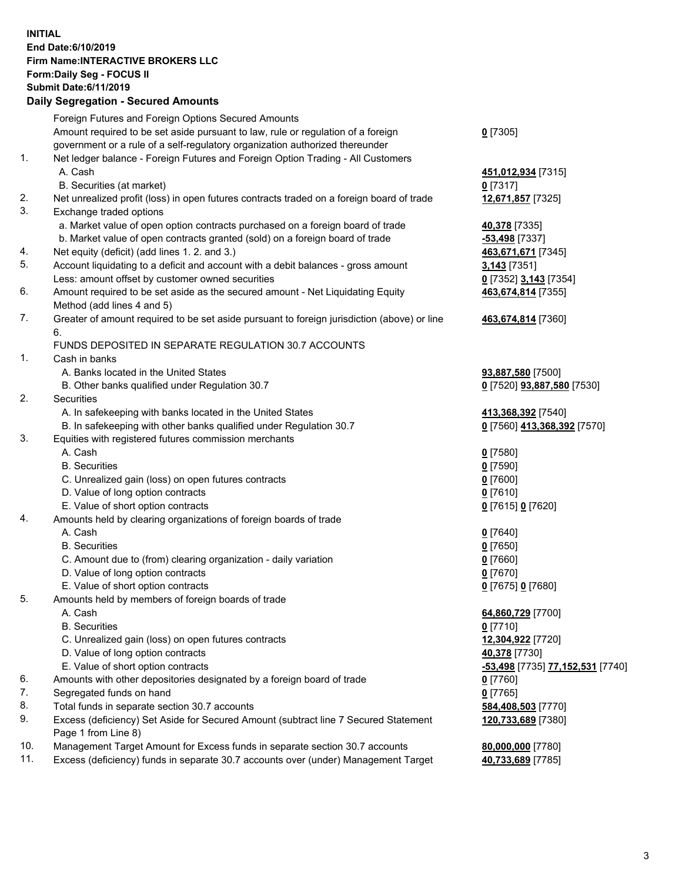**INITIAL**
**End Date:6/10/2019**
**Firm Name:INTERACTIVE BROKERS LLC**
**Form:Daily Seg - FOCUS II**
**Submit Date:6/11/2019**
**Daily Segregation - Secured Amounts**

| | | |
|---|---|---|
| | Foreign Futures and Foreign Options Secured Amounts | |
| | Amount required to be set aside pursuant to law, rule or regulation of a foreign government or a rule of a self-regulatory organization authorized thereunder | **0** [7305] |
| 1. | Net ledger balance - Foreign Futures and Foreign Option Trading - All Customers | |
| | A. Cash | **451,012,934** [7315] |
| | B. Securities (at market) | **0** [7317] |
| 2. | Net unrealized profit (loss) in open futures contracts traded on a foreign board of trade | **12,671,857** [7325] |
| 3. | Exchange traded options | |
| | a. Market value of open option contracts purchased on a foreign board of trade | **40,378** [7335] |
| | b. Market value of open contracts granted (sold) on a foreign board of trade | **-53,498** [7337] |
| 4. | Net equity (deficit) (add lines 1. 2. and 3.) | **463,671,671** [7345] |
| 5. | Account liquidating to a deficit and account with a debit balances - gross amount | **3,143** [7351] |
| | Less: amount offset by customer owned securities | **0** [7352] **3,143** [7354] |
| 6. | Amount required to be set aside as the secured amount - Net Liquidating Equity Method (add lines 4 and 5) | **463,674,814** [7355] |
| 7. | Greater of amount required to be set aside pursuant to foreign jurisdiction (above) or line 6. | **463,674,814** [7360] |
| | FUNDS DEPOSITED IN SEPARATE REGULATION 30.7 ACCOUNTS | |
| 1. | Cash in banks | |
| | A. Banks located in the United States | **93,887,580** [7500] |
| | B. Other banks qualified under Regulation 30.7 | **0** [7520] **93,887,580** [7530] |
| 2. | Securities | |
| | A. In safekeeping with banks located in the United States | **413,368,392** [7540] |
| | B. In safekeeping with other banks qualified under Regulation 30.7 | **0** [7560] **413,368,392** [7570] |
| 3. | Equities with registered futures commission merchants | |
| | A. Cash | **0** [7580] |
| | B. Securities | **0** [7590] |
| | C. Unrealized gain (loss) on open futures contracts | **0** [7600] |
| | D. Value of long option contracts | **0** [7610] |
| | E. Value of short option contracts | **0** [7615] **0** [7620] |
| 4. | Amounts held by clearing organizations of foreign boards of trade | |
| | A. Cash | **0** [7640] |
| | B. Securities | **0** [7650] |
| | C. Amount due to (from) clearing organization - daily variation | **0** [7660] |
| | D. Value of long option contracts | **0** [7670] |
| | E. Value of short option contracts | **0** [7675] **0** [7680] |
| 5. | Amounts held by members of foreign boards of trade | |
| | A. Cash | **64,860,729** [7700] |
| | B. Securities | **0** [7710] |
| | C. Unrealized gain (loss) on open futures contracts | **12,304,922** [7720] |
| | D. Value of long option contracts | **40,378** [7730] |
| | E. Value of short option contracts | **-53,498** [7735] **77,152,531** [7740] |
| 6. | Amounts with other depositories designated by a foreign board of trade | **0** [7760] |
| 7. | Segregated funds on hand | **0** [7765] |
| 8. | Total funds in separate section 30.7 accounts | **584,408,503** [7770] |
| 9. | Excess (deficiency) Set Aside for Secured Amount (subtract line 7 Secured Statement Page 1 from Line 8) | **120,733,689** [7380] |
| 10. | Management Target Amount for Excess funds in separate section 30.7 accounts | **80,000,000** [7780] |
| 11. | Excess (deficiency) funds in separate 30.7 accounts over (under) Management Target | **40,733,689** [7785] |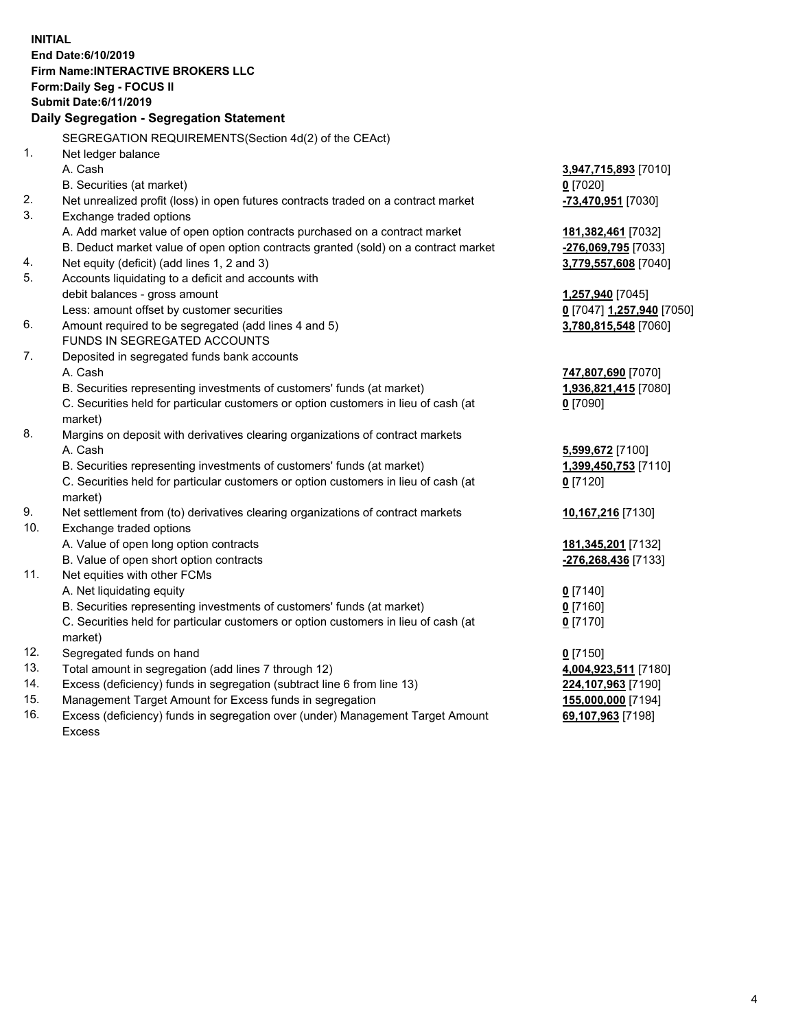**INITIAL**
**End Date:6/10/2019**
**Firm Name:INTERACTIVE BROKERS LLC**
**Form:Daily Seg - FOCUS II**
**Submit Date:6/11/2019**

## Daily Segregation - Segregation Statement

SEGREGATION REQUIREMENTS(Section 4d(2) of the CEAct)

| | | |
|---|---|---|
| 1. | Net ledger balance | |
| | A. Cash | **3,947,715,893** [7010] |
| | B. Securities (at market) | **0** [7020] |
| 2. | Net unrealized profit (loss) in open futures contracts traded on a contract market | **-73,470,951** [7030] |
| 3. | Exchange traded options | |
| | A. Add market value of open option contracts purchased on a contract market | **181,382,461** [7032] |
| | B. Deduct market value of open option contracts granted (sold) on a contract market | **-276,069,795** [7033] |
| 4. | Net equity (deficit) (add lines 1, 2 and 3) | **3,779,557,608** [7040] |
| 5. | Accounts liquidating to a deficit and accounts with debit balances - gross amount | **1,257,940** [7045] |
| | Less: amount offset by customer securities | **0** [7047] **1,257,940** [7050] |
| 6. | Amount required to be segregated (add lines 4 and 5) | **3,780,815,548** [7060] |
| | FUNDS IN SEGREGATED ACCOUNTS | |
| 7. | Deposited in segregated funds bank accounts | |
| | A. Cash | **747,807,690** [7070] |
| | B. Securities representing investments of customers' funds (at market) | **1,936,821,415** [7080] |
| | C. Securities held for particular customers or option customers in lieu of cash (at market) | **0** [7090] |
| 8. | Margins on deposit with derivatives clearing organizations of contract markets | |
| | A. Cash | **5,599,672** [7100] |
| | B. Securities representing investments of customers' funds (at market) | **1,399,450,753** [7110] |
| | C. Securities held for particular customers or option customers in lieu of cash (at market) | **0** [7120] |
| 9. | Net settlement from (to) derivatives clearing organizations of contract markets | **10,167,216** [7130] |
| 10. | Exchange traded options | |
| | A. Value of open long option contracts | **181,345,201** [7132] |
| | B. Value of open short option contracts | **-276,268,436** [7133] |
| 11. | Net equities with other FCMs | |
| | A. Net liquidating equity | **0** [7140] |
| | B. Securities representing investments of customers' funds (at market) | **0** [7160] |
| | C. Securities held for particular customers or option customers in lieu of cash (at market) | **0** [7170] |
| 12. | Segregated funds on hand | **0** [7150] |
| 13. | Total amount in segregation (add lines 7 through 12) | **4,004,923,511** [7180] |
| 14. | Excess (deficiency) funds in segregation (subtract line 6 from line 13) | **224,107,963** [7190] |
| 15. | Management Target Amount for Excess funds in segregation | **155,000,000** [7194] |
| 16. | Excess (deficiency) funds in segregation over (under) Management Target Amount Excess | **69,107,963** [7198] |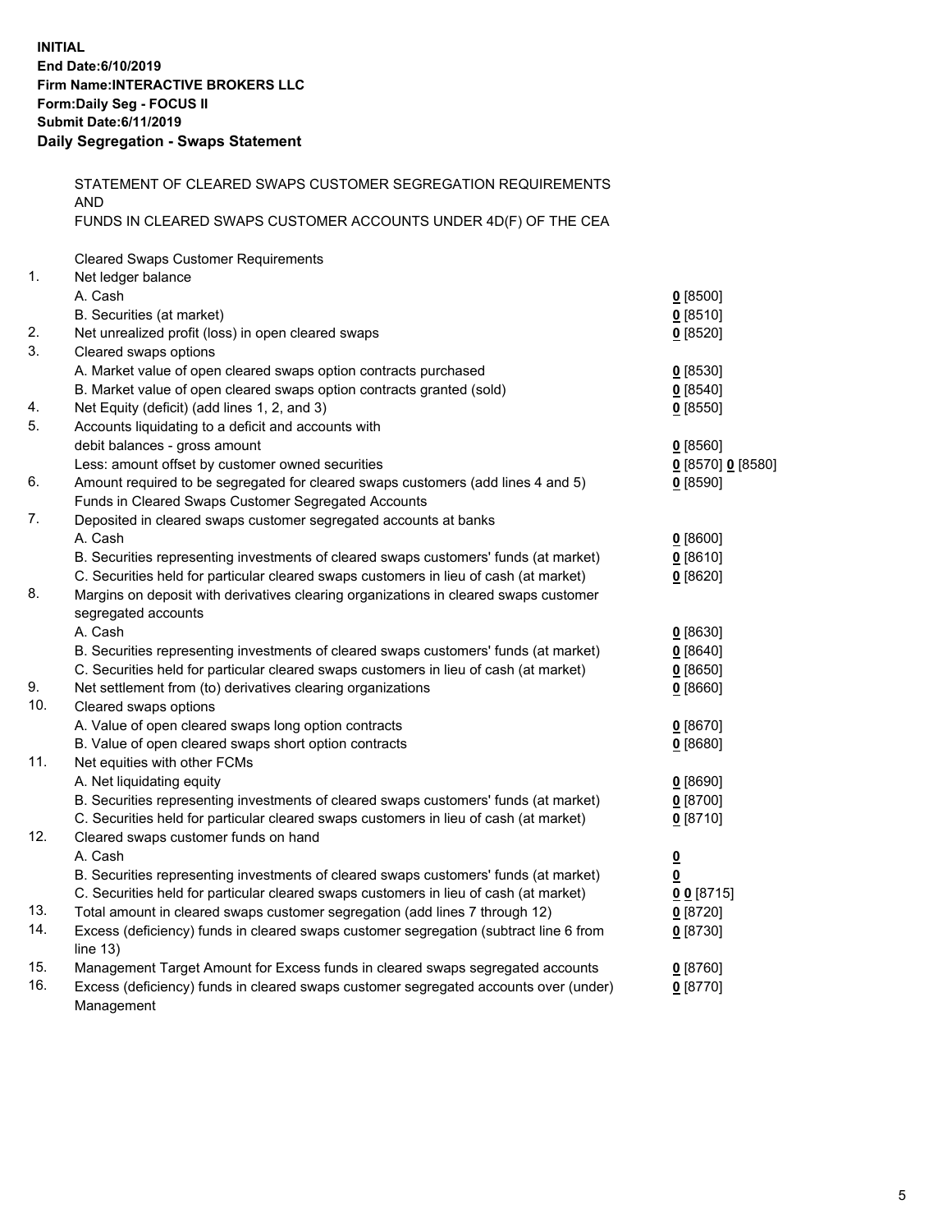**INITIAL**
**End Date:6/10/2019**
**Firm Name:INTERACTIVE BROKERS LLC**
**Form:Daily Seg - FOCUS II**
**Submit Date:6/11/2019**
**Daily Segregation - Swaps Statement**

STATEMENT OF CLEARED SWAPS CUSTOMER SEGREGATION REQUIREMENTS AND FUNDS IN CLEARED SWAPS CUSTOMER ACCOUNTS UNDER 4D(F) OF THE CEA

| | | |
|---|---|---|
| | Cleared Swaps Customer Requirements | |
| 1. | Net ledger balance | |
| | A. Cash | 0 [8500] |
| | B. Securities (at market) | 0 [8510] |
| 2. | Net unrealized profit (loss) in open cleared swaps | 0 [8520] |
| 3. | Cleared swaps options | |
| | A. Market value of open cleared swaps option contracts purchased | 0 [8530] |
| | B. Market value of open cleared swaps option contracts granted (sold) | 0 [8540] |
| 4. | Net Equity (deficit) (add lines 1, 2, and 3) | 0 [8550] |
| 5. | Accounts liquidating to a deficit and accounts with debit balances - gross amount | 0 [8560] |
| | Less: amount offset by customer owned securities | 0 [8570] 0 [8580] |
| 6. | Amount required to be segregated for cleared swaps customers (add lines 4 and 5) | 0 [8590] |
| | Funds in Cleared Swaps Customer Segregated Accounts | |
| 7. | Deposited in cleared swaps customer segregated accounts at banks | |
| | A. Cash | 0 [8600] |
| | B. Securities representing investments of cleared swaps customers' funds (at market) | 0 [8610] |
| | C. Securities held for particular cleared swaps customers in lieu of cash (at market) | 0 [8620] |
| 8. | Margins on deposit with derivatives clearing organizations in cleared swaps customer segregated accounts | |
| | A. Cash | 0 [8630] |
| | B. Securities representing investments of cleared swaps customers' funds (at market) | 0 [8640] |
| | C. Securities held for particular cleared swaps customers in lieu of cash (at market) | 0 [8650] |
| 9. | Net settlement from (to) derivatives clearing organizations | 0 [8660] |
| 10. | Cleared swaps options | |
| | A. Value of open cleared swaps long option contracts | 0 [8670] |
| | B. Value of open cleared swaps short option contracts | 0 [8680] |
| 11. | Net equities with other FCMs | |
| | A. Net liquidating equity | 0 [8690] |
| | B. Securities representing investments of cleared swaps customers' funds (at market) | 0 [8700] |
| | C. Securities held for particular cleared swaps customers in lieu of cash (at market) | 0 [8710] |
| 12. | Cleared swaps customer funds on hand | |
| | A. Cash | 0 |
| | B. Securities representing investments of cleared swaps customers' funds (at market) | 0 |
| | C. Securities held for particular cleared swaps customers in lieu of cash (at market) | 0 0 [8715] |
| 13. | Total amount in cleared swaps customer segregation (add lines 7 through 12) | 0 [8720] |
| 14. | Excess (deficiency) funds in cleared swaps customer segregation (subtract line 6 from line 13) | 0 [8730] |
| 15. | Management Target Amount for Excess funds in cleared swaps segregated accounts | 0 [8760] |
| 16. | Excess (deficiency) funds in cleared swaps customer segregated accounts over (under) Management | 0 [8770] |